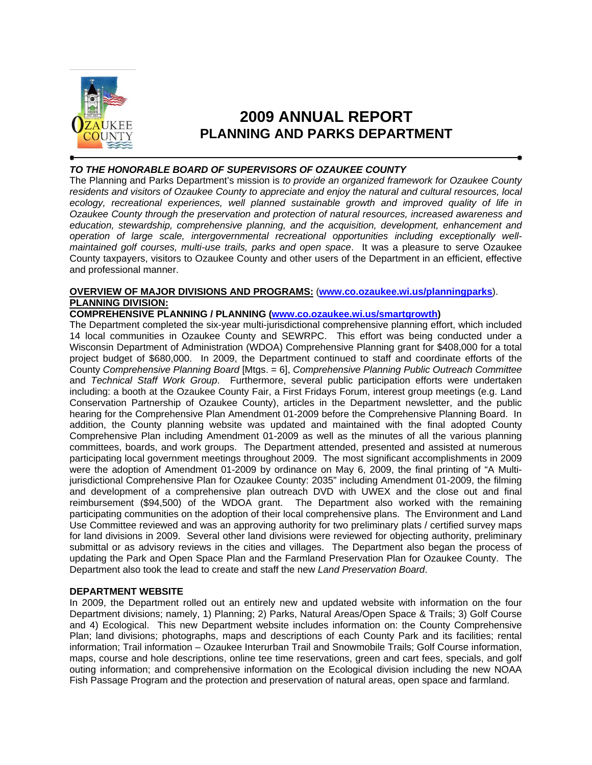# 2009 ANNUAL REPORT
## PLANNING AND PARKS DEPARTMENT

***TO THE HONORABLE BOARD OF SUPERVISORS OF OZAUKEE COUNTY***

The Planning and Parks Department's mission is *to provide an organized framework for Ozaukee County residents and visitors of Ozaukee County to appreciate and enjoy the natural and cultural resources, local ecology, recreational experiences, well planned sustainable growth and improved quality of life in Ozaukee County through the preservation and protection of natural resources, increased awareness and education, stewardship, comprehensive planning, and the acquisition, development, enhancement and operation of large scale, intergovernmental recreational opportunities including exceptionally well-maintained golf courses, multi-use trails, parks and open space*. It was a pleasure to serve Ozaukee County taxpayers, visitors to Ozaukee County and other users of the Department in an efficient, effective and professional manner.

**OVERVIEW OF MAJOR DIVISIONS AND PROGRAMS:** (**www.co.ozaukee.wi.us/planningparks**).

**PLANNING DIVISION:**

**COMPREHENSIVE PLANNING / PLANNING (www.co.ozaukee.wi.us/smartgrowth)**

The Department completed the six-year multi-jurisdictional comprehensive planning effort, which included 14 local communities in Ozaukee County and SEWRPC. This effort was being conducted under a Wisconsin Department of Administration (WDOA) Comprehensive Planning grant for $408,000 for a total project budget of $680,000. In 2009, the Department continued to staff and coordinate efforts of the County *Comprehensive Planning Board* [Mtgs. = 6], *Comprehensive Planning Public Outreach Committee* and *Technical Staff Work Group*. Furthermore, several public participation efforts were undertaken including: a booth at the Ozaukee County Fair, a First Fridays Forum, interest group meetings (e.g. Land Conservation Partnership of Ozaukee County), articles in the Department newsletter, and the public hearing for the Comprehensive Plan Amendment 01-2009 before the Comprehensive Planning Board. In addition, the County planning website was updated and maintained with the final adopted County Comprehensive Plan including Amendment 01-2009 as well as the minutes of all the various planning committees, boards, and work groups. The Department attended, presented and assisted at numerous participating local government meetings throughout 2009. The most significant accomplishments in 2009 were the adoption of Amendment 01-2009 by ordinance on May 6, 2009, the final printing of "A Multi-jurisdictional Comprehensive Plan for Ozaukee County: 2035" including Amendment 01-2009, the filming and development of a comprehensive plan outreach DVD with UWEX and the close out and final reimbursement ($94,500) of the WDOA grant. The Department also worked with the remaining participating communities on the adoption of their local comprehensive plans. The Environment and Land Use Committee reviewed and was an approving authority for two preliminary plats / certified survey maps for land divisions in 2009. Several other land divisions were reviewed for objecting authority, preliminary submittal or as advisory reviews in the cities and villages. The Department also began the process of updating the Park and Open Space Plan and the Farmland Preservation Plan for Ozaukee County. The Department also took the lead to create and staff the new *Land Preservation Board*.

**DEPARTMENT WEBSITE**

In 2009, the Department rolled out an entirely new and updated website with information on the four Department divisions; namely, 1) Planning; 2) Parks, Natural Areas/Open Space & Trails; 3) Golf Course and 4) Ecological. This new Department website includes information on: the County Comprehensive Plan; land divisions; photographs, maps and descriptions of each County Park and its facilities; rental information; Trail information – Ozaukee Interurban Trail and Snowmobile Trails; Golf Course information, maps, course and hole descriptions, online tee time reservations, green and cart fees, specials, and golf outing information; and comprehensive information on the Ecological division including the new NOAA Fish Passage Program and the protection and preservation of natural areas, open space and farmland.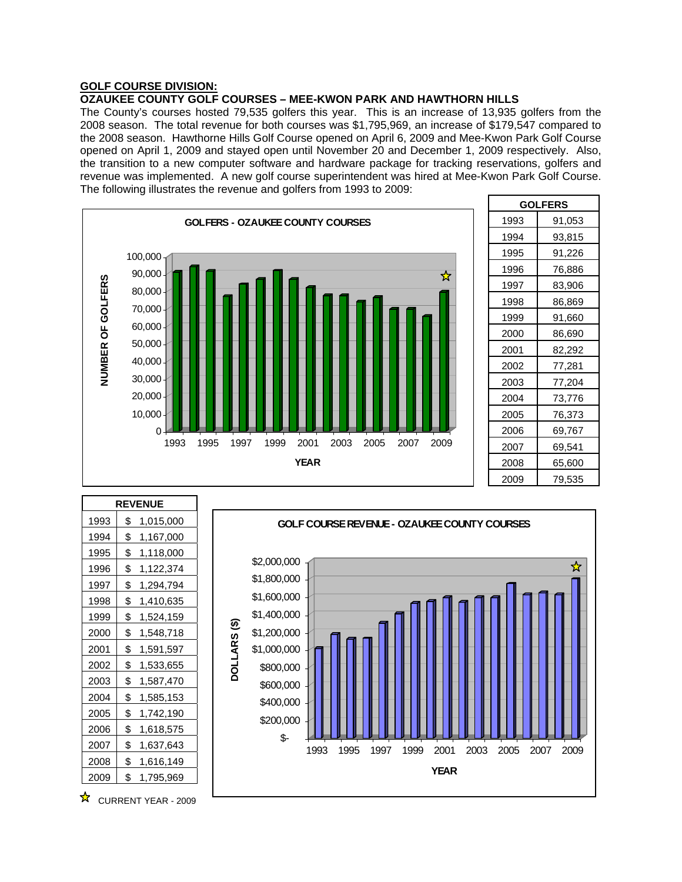## GOLF COURSE DIVISION:

### OZAUKEE COUNTY GOLF COURSES – MEE-KWON PARK AND HAWTHORN HILLS

The County's courses hosted 79,535 golfers this year. This is an increase of 13,935 golfers from the 2008 season. The total revenue for both courses was $1,795,969, an increase of $179,547 compared to the 2008 season. Hawthorne Hills Golf Course opened on April 6, 2009 and Mee-Kwon Park Golf Course opened on April 1, 2009 and stayed open until November 20 and December 1, 2009 respectively. Also, the transition to a new computer software and hardware package for tracking reservations, golfers and revenue was implemented. A new golf course superintendent was hired at Mee-Kwon Park Golf Course. The following illustrates the revenue and golfers from 1993 to 2009:

**GOLFERS - OZAUKEE COUNTY COURSES**

| GOLFERS | |
|---|---|
| 1993 | 91,053 |
| 1994 | 93,815 |
| 1995 | 91,226 |
| 1996 | 76,886 |
| 1997 | 83,906 |
| 1998 | 86,869 |
| 1999 | 91,660 |
| 2000 | 86,690 |
| 2001 | 82,292 |
| 2002 | 77,281 |
| 2003 | 77,204 |
| 2004 | 73,776 |
| 2005 | 76,373 |
| 2006 | 69,767 |
| 2007 | 69,541 |
| 2008 | 65,600 |
| 2009 | 79,535 |

**GOLF COURSE REVENUE - OZAUKEE COUNTY COURSES**

| REVENUE | |
|---|---|
| 1993 | $ 1,015,000 |
| 1994 | $ 1,167,000 |
| 1995 | $ 1,118,000 |
| 1996 | $ 1,122,374 |
| 1997 | $ 1,294,794 |
| 1998 | $ 1,410,635 |
| 1999 | $ 1,524,159 |
| 2000 | $ 1,548,718 |
| 2001 | $ 1,591,597 |
| 2002 | $ 1,533,655 |
| 2003 | $ 1,587,470 |
| 2004 | $ 1,585,153 |
| 2005 | $ 1,742,190 |
| 2006 | $ 1,618,575 |
| 2007 | $ 1,637,643 |
| 2008 | $ 1,616,149 |
| 2009 | $ 1,795,969 |

☆ CURRENT YEAR - 2009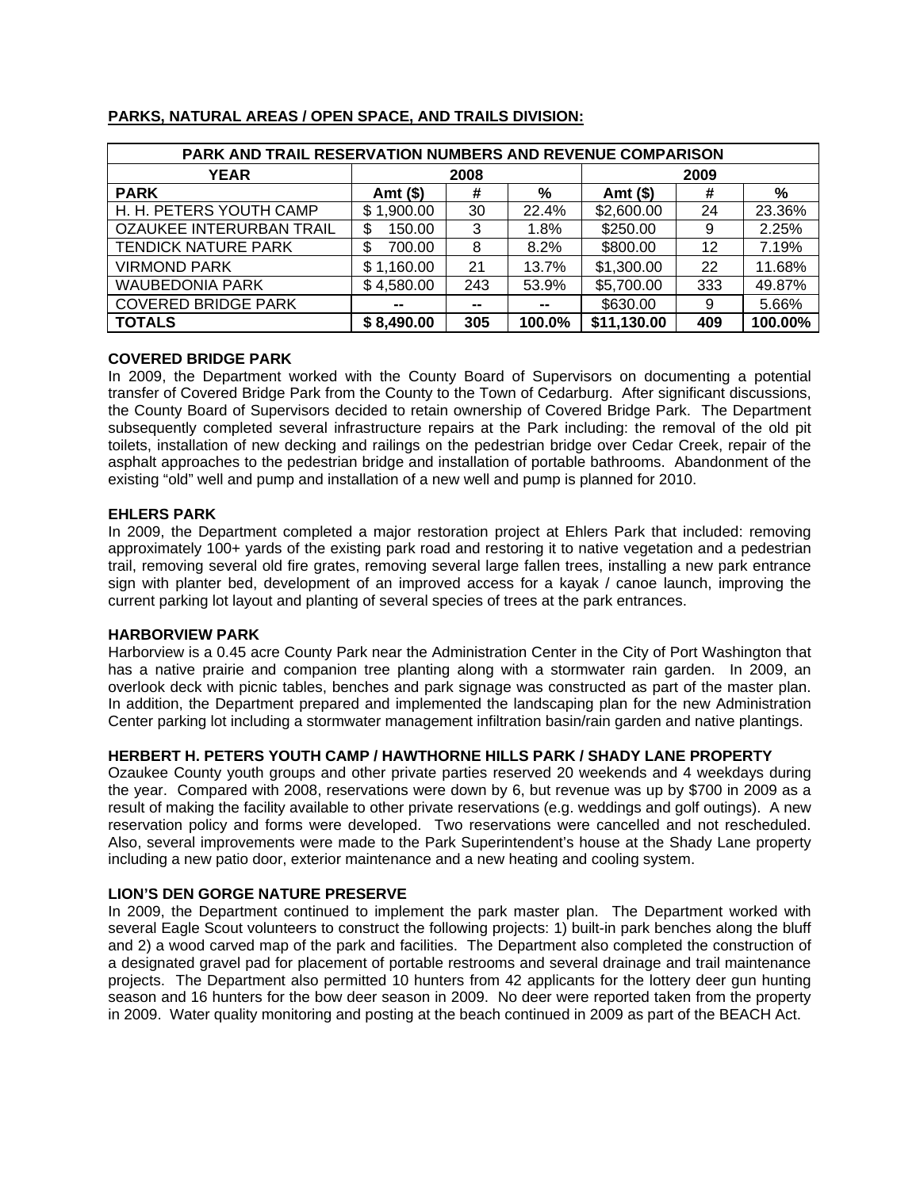## PARKS, NATURAL AREAS / OPEN SPACE, AND TRAILS DIVISION:

| PARK AND TRAIL RESERVATION NUMBERS AND REVENUE COMPARISON | | | | | | |
|---|---|---|---|---|---|---|
| **YEAR** | **2008** | | | **2009** | | |
| **PARK** | **Amt ($)** | **#** | **%** | **Amt ($)** | **#** | **%** |
| H. H. PETERS YOUTH CAMP | $ 1,900.00 | 30 | 22.4% | $2,600.00 | 24 | 23.36% |
| OZAUKEE INTERURBAN TRAIL | $ 150.00 | 3 | 1.8% | $250.00 | 9 | 2.25% |
| TENDICK NATURE PARK | $ 700.00 | 8 | 8.2% | $800.00 | 12 | 7.19% |
| VIRMOND PARK | $ 1,160.00 | 21 | 13.7% | $1,300.00 | 22 | 11.68% |
| WAUBEDONIA PARK | $ 4,580.00 | 243 | 53.9% | $5,700.00 | 333 | 49.87% |
| COVERED BRIDGE PARK | -- | -- | -- | $630.00 | 9 | 5.66% |
| **TOTALS** | **$ 8,490.00** | **305** | **100.0%** | **$11,130.00** | **409** | **100.00%** |

### COVERED BRIDGE PARK

In 2009, the Department worked with the County Board of Supervisors on documenting a potential transfer of Covered Bridge Park from the County to the Town of Cedarburg. After significant discussions, the County Board of Supervisors decided to retain ownership of Covered Bridge Park. The Department subsequently completed several infrastructure repairs at the Park including: the removal of the old pit toilets, installation of new decking and railings on the pedestrian bridge over Cedar Creek, repair of the asphalt approaches to the pedestrian bridge and installation of portable bathrooms. Abandonment of the existing "old" well and pump and installation of a new well and pump is planned for 2010.

### EHLERS PARK

In 2009, the Department completed a major restoration project at Ehlers Park that included: removing approximately 100+ yards of the existing park road and restoring it to native vegetation and a pedestrian trail, removing several old fire grates, removing several large fallen trees, installing a new park entrance sign with planter bed, development of an improved access for a kayak / canoe launch, improving the current parking lot layout and planting of several species of trees at the park entrances.

### HARBORVIEW PARK

Harborview is a 0.45 acre County Park near the Administration Center in the City of Port Washington that has a native prairie and companion tree planting along with a stormwater rain garden. In 2009, an overlook deck with picnic tables, benches and park signage was constructed as part of the master plan. In addition, the Department prepared and implemented the landscaping plan for the new Administration Center parking lot including a stormwater management infiltration basin/rain garden and native plantings.

### HERBERT H. PETERS YOUTH CAMP / HAWTHORNE HILLS PARK / SHADY LANE PROPERTY

Ozaukee County youth groups and other private parties reserved 20 weekends and 4 weekdays during the year. Compared with 2008, reservations were down by 6, but revenue was up by $700 in 2009 as a result of making the facility available to other private reservations (e.g. weddings and golf outings). A new reservation policy and forms were developed. Two reservations were cancelled and not rescheduled. Also, several improvements were made to the Park Superintendent's house at the Shady Lane property including a new patio door, exterior maintenance and a new heating and cooling system.

### LION'S DEN GORGE NATURE PRESERVE

In 2009, the Department continued to implement the park master plan. The Department worked with several Eagle Scout volunteers to construct the following projects: 1) built-in park benches along the bluff and 2) a wood carved map of the park and facilities. The Department also completed the construction of a designated gravel pad for placement of portable restrooms and several drainage and trail maintenance projects. The Department also permitted 10 hunters from 42 applicants for the lottery deer gun hunting season and 16 hunters for the bow deer season in 2009. No deer were reported taken from the property in 2009. Water quality monitoring and posting at the beach continued in 2009 as part of the BEACH Act.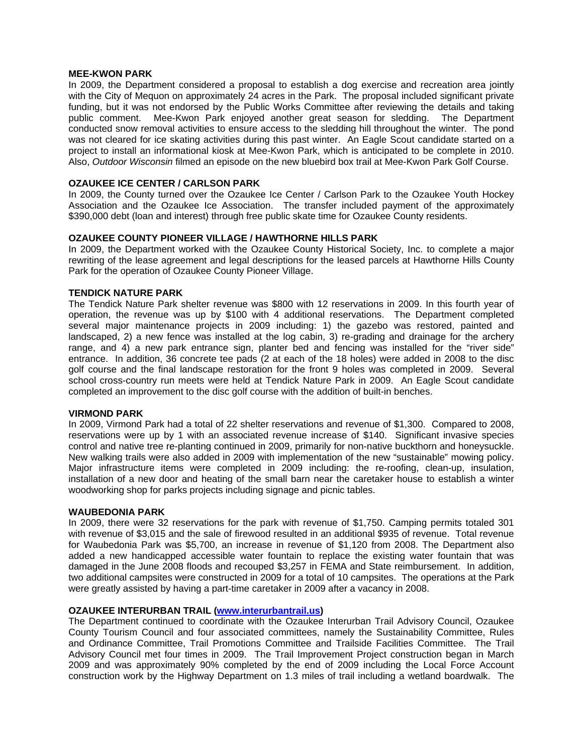**MEE-KWON PARK**

In 2009, the Department considered a proposal to establish a dog exercise and recreation area jointly with the City of Mequon on approximately 24 acres in the Park. The proposal included significant private funding, but it was not endorsed by the Public Works Committee after reviewing the details and taking public comment. Mee-Kwon Park enjoyed another great season for sledding. The Department conducted snow removal activities to ensure access to the sledding hill throughout the winter. The pond was not cleared for ice skating activities during this past winter. An Eagle Scout candidate started on a project to install an informational kiosk at Mee-Kwon Park, which is anticipated to be complete in 2010. Also, *Outdoor Wisconsin* filmed an episode on the new bluebird box trail at Mee-Kwon Park Golf Course.

**OZAUKEE ICE CENTER / CARLSON PARK**

In 2009, the County turned over the Ozaukee Ice Center / Carlson Park to the Ozaukee Youth Hockey Association and the Ozaukee Ice Association. The transfer included payment of the approximately $390,000 debt (loan and interest) through free public skate time for Ozaukee County residents.

**OZAUKEE COUNTY PIONEER VILLAGE / HAWTHORNE HILLS PARK**

In 2009, the Department worked with the Ozaukee County Historical Society, Inc. to complete a major rewriting of the lease agreement and legal descriptions for the leased parcels at Hawthorne Hills County Park for the operation of Ozaukee County Pioneer Village.

**TENDICK NATURE PARK**

The Tendick Nature Park shelter revenue was $800 with 12 reservations in 2009. In this fourth year of operation, the revenue was up by $100 with 4 additional reservations. The Department completed several major maintenance projects in 2009 including: 1) the gazebo was restored, painted and landscaped, 2) a new fence was installed at the log cabin, 3) re-grading and drainage for the archery range, and 4) a new park entrance sign, planter bed and fencing was installed for the "river side" entrance. In addition, 36 concrete tee pads (2 at each of the 18 holes) were added in 2008 to the disc golf course and the final landscape restoration for the front 9 holes was completed in 2009. Several school cross-country run meets were held at Tendick Nature Park in 2009. An Eagle Scout candidate completed an improvement to the disc golf course with the addition of built-in benches.

**VIRMOND PARK**

In 2009, Virmond Park had a total of 22 shelter reservations and revenue of $1,300. Compared to 2008, reservations were up by 1 with an associated revenue increase of $140. Significant invasive species control and native tree re-planting continued in 2009, primarily for non-native buckthorn and honeysuckle. New walking trails were also added in 2009 with implementation of the new "sustainable" mowing policy. Major infrastructure items were completed in 2009 including: the re-roofing, clean-up, insulation, installation of a new door and heating of the small barn near the caretaker house to establish a winter woodworking shop for parks projects including signage and picnic tables.

**WAUBEDONIA PARK**

In 2009, there were 32 reservations for the park with revenue of $1,750. Camping permits totaled 301 with revenue of $3,015 and the sale of firewood resulted in an additional $935 of revenue. Total revenue for Waubedonia Park was $5,700, an increase in revenue of $1,120 from 2008. The Department also added a new handicapped accessible water fountain to replace the existing water fountain that was damaged in the June 2008 floods and recouped $3,257 in FEMA and State reimbursement. In addition, two additional campsites were constructed in 2009 for a total of 10 campsites. The operations at the Park were greatly assisted by having a part-time caretaker in 2009 after a vacancy in 2008.

**OZAUKEE INTERURBAN TRAIL ([www.interurbantrail.us](http://www.interurbantrail.us))**

The Department continued to coordinate with the Ozaukee Interurban Trail Advisory Council, Ozaukee County Tourism Council and four associated committees, namely the Sustainability Committee, Rules and Ordinance Committee, Trail Promotions Committee and Trailside Facilities Committee. The Trail Advisory Council met four times in 2009. The Trail Improvement Project construction began in March 2009 and was approximately 90% completed by the end of 2009 including the Local Force Account construction work by the Highway Department on 1.3 miles of trail including a wetland boardwalk. The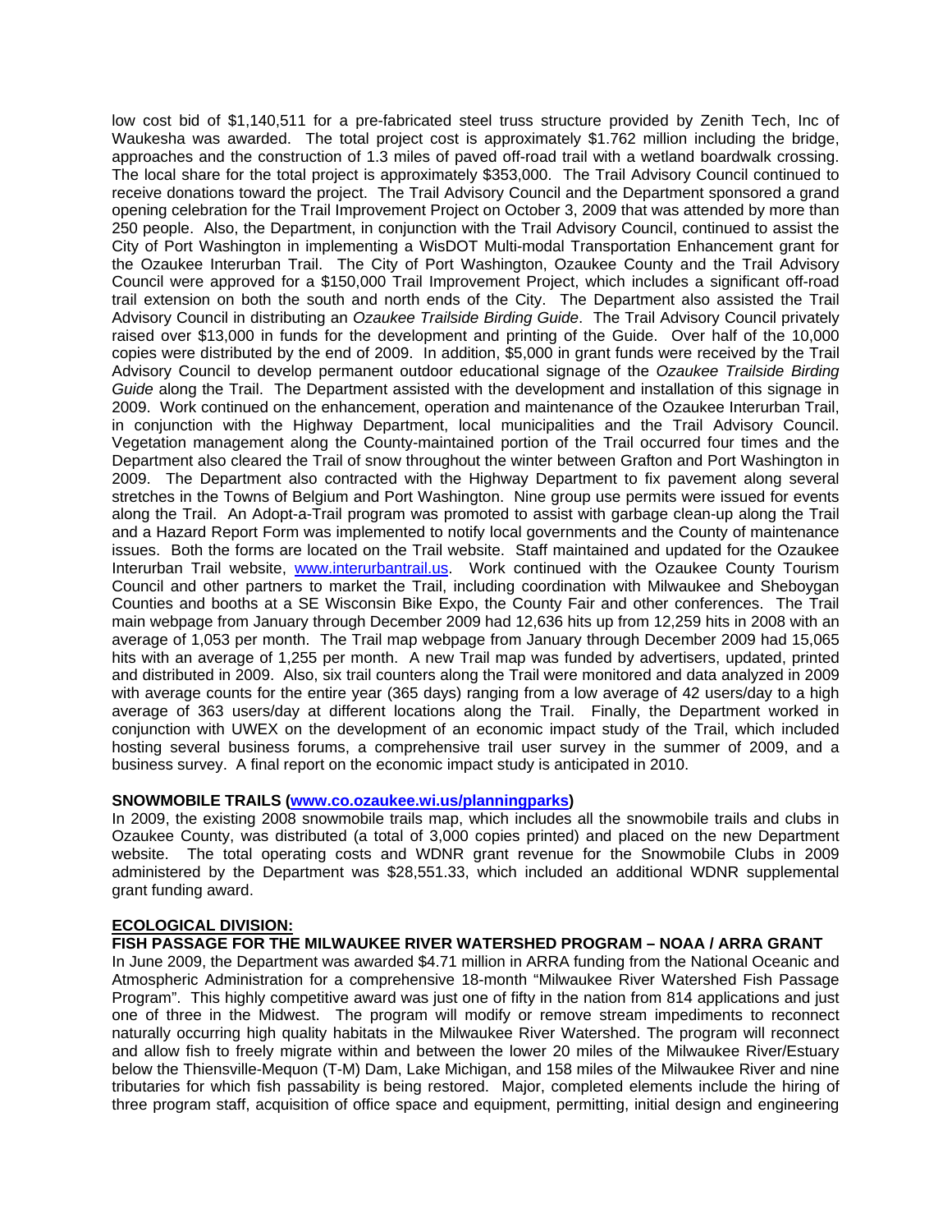low cost bid of $1,140,511 for a pre-fabricated steel truss structure provided by Zenith Tech, Inc of Waukesha was awarded. The total project cost is approximately $1.762 million including the bridge, approaches and the construction of 1.3 miles of paved off-road trail with a wetland boardwalk crossing. The local share for the total project is approximately $353,000. The Trail Advisory Council continued to receive donations toward the project. The Trail Advisory Council and the Department sponsored a grand opening celebration for the Trail Improvement Project on October 3, 2009 that was attended by more than 250 people. Also, the Department, in conjunction with the Trail Advisory Council, continued to assist the City of Port Washington in implementing a WisDOT Multi-modal Transportation Enhancement grant for the Ozaukee Interurban Trail. The City of Port Washington, Ozaukee County and the Trail Advisory Council were approved for a $150,000 Trail Improvement Project, which includes a significant off-road trail extension on both the south and north ends of the City. The Department also assisted the Trail Advisory Council in distributing an *Ozaukee Trailside Birding Guide*. The Trail Advisory Council privately raised over $13,000 in funds for the development and printing of the Guide. Over half of the 10,000 copies were distributed by the end of 2009. In addition, $5,000 in grant funds were received by the Trail Advisory Council to develop permanent outdoor educational signage of the *Ozaukee Trailside Birding Guide* along the Trail. The Department assisted with the development and installation of this signage in 2009. Work continued on the enhancement, operation and maintenance of the Ozaukee Interurban Trail, in conjunction with the Highway Department, local municipalities and the Trail Advisory Council. Vegetation management along the County-maintained portion of the Trail occurred four times and the Department also cleared the Trail of snow throughout the winter between Grafton and Port Washington in 2009. The Department also contracted with the Highway Department to fix pavement along several stretches in the Towns of Belgium and Port Washington. Nine group use permits were issued for events along the Trail. An Adopt-a-Trail program was promoted to assist with garbage clean-up along the Trail and a Hazard Report Form was implemented to notify local governments and the County of maintenance issues. Both the forms are located on the Trail website. Staff maintained and updated for the Ozaukee Interurban Trail website, www.interurbantrail.us. Work continued with the Ozaukee County Tourism Council and other partners to market the Trail, including coordination with Milwaukee and Sheboygan Counties and booths at a SE Wisconsin Bike Expo, the County Fair and other conferences. The Trail main webpage from January through December 2009 had 12,636 hits up from 12,259 hits in 2008 with an average of 1,053 per month. The Trail map webpage from January through December 2009 had 15,065 hits with an average of 1,255 per month. A new Trail map was funded by advertisers, updated, printed and distributed in 2009. Also, six trail counters along the Trail were monitored and data analyzed in 2009 with average counts for the entire year (365 days) ranging from a low average of 42 users/day to a high average of 363 users/day at different locations along the Trail. Finally, the Department worked in conjunction with UWEX on the development of an economic impact study of the Trail, which included hosting several business forums, a comprehensive trail user survey in the summer of 2009, and a business survey. A final report on the economic impact study is anticipated in 2010.

**SNOWMOBILE TRAILS (www.co.ozaukee.wi.us/planningparks)**

In 2009, the existing 2008 snowmobile trails map, which includes all the snowmobile trails and clubs in Ozaukee County, was distributed (a total of 3,000 copies printed) and placed on the new Department website. The total operating costs and WDNR grant revenue for the Snowmobile Clubs in 2009 administered by the Department was $28,551.33, which included an additional WDNR supplemental grant funding award.

## ECOLOGICAL DIVISION:

**FISH PASSAGE FOR THE MILWAUKEE RIVER WATERSHED PROGRAM – NOAA / ARRA GRANT**

In June 2009, the Department was awarded $4.71 million in ARRA funding from the National Oceanic and Atmospheric Administration for a comprehensive 18-month "Milwaukee River Watershed Fish Passage Program". This highly competitive award was just one of fifty in the nation from 814 applications and just one of three in the Midwest. The program will modify or remove stream impediments to reconnect naturally occurring high quality habitats in the Milwaukee River Watershed. The program will reconnect and allow fish to freely migrate within and between the lower 20 miles of the Milwaukee River/Estuary below the Thiensville-Mequon (T-M) Dam, Lake Michigan, and 158 miles of the Milwaukee River and nine tributaries for which fish passability is being restored. Major, completed elements include the hiring of three program staff, acquisition of office space and equipment, permitting, initial design and engineering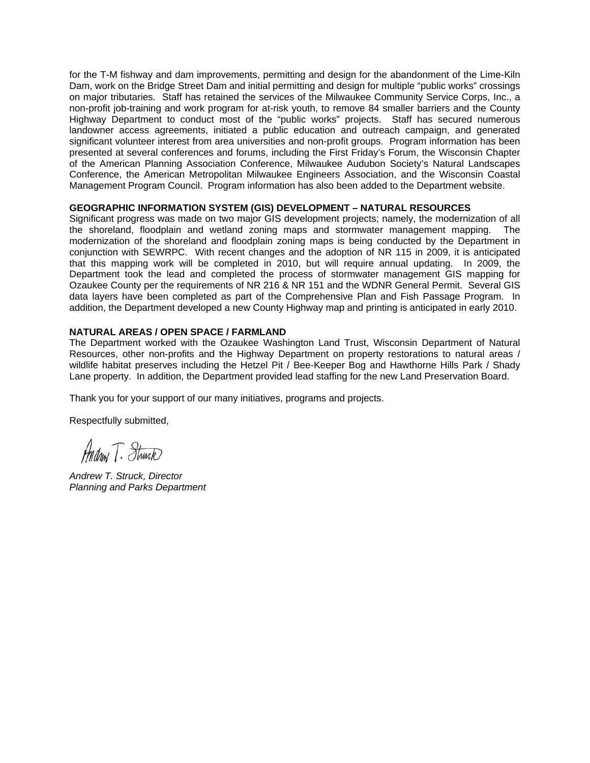for the T-M fishway and dam improvements, permitting and design for the abandonment of the Lime-Kiln Dam, work on the Bridge Street Dam and initial permitting and design for multiple "public works" crossings on major tributaries. Staff has retained the services of the Milwaukee Community Service Corps, Inc., a non-profit job-training and work program for at-risk youth, to remove 84 smaller barriers and the County Highway Department to conduct most of the "public works" projects. Staff has secured numerous landowner access agreements, initiated a public education and outreach campaign, and generated significant volunteer interest from area universities and non-profit groups. Program information has been presented at several conferences and forums, including the First Friday's Forum, the Wisconsin Chapter of the American Planning Association Conference, Milwaukee Audubon Society's Natural Landscapes Conference, the American Metropolitan Milwaukee Engineers Association, and the Wisconsin Coastal Management Program Council. Program information has also been added to the Department website.

**GEOGRAPHIC INFORMATION SYSTEM (GIS) DEVELOPMENT – NATURAL RESOURCES**

Significant progress was made on two major GIS development projects; namely, the modernization of all the shoreland, floodplain and wetland zoning maps and stormwater management mapping. The modernization of the shoreland and floodplain zoning maps is being conducted by the Department in conjunction with SEWRPC. With recent changes and the adoption of NR 115 in 2009, it is anticipated that this mapping work will be completed in 2010, but will require annual updating. In 2009, the Department took the lead and completed the process of stormwater management GIS mapping for Ozaukee County per the requirements of NR 216 & NR 151 and the WDNR General Permit. Several GIS data layers have been completed as part of the Comprehensive Plan and Fish Passage Program. In addition, the Department developed a new County Highway map and printing is anticipated in early 2010.

**NATURAL AREAS / OPEN SPACE / FARMLAND**

The Department worked with the Ozaukee Washington Land Trust, Wisconsin Department of Natural Resources, other non-profits and the Highway Department on property restorations to natural areas / wildlife habitat preserves including the Hetzel Pit / Bee-Keeper Bog and Hawthorne Hills Park / Shady Lane property. In addition, the Department provided lead staffing for the new Land Preservation Board.

Thank you for your support of our many initiatives, programs and projects.

Respectfully submitted,

Andrew T. Struck

*Andrew T. Struck, Director*
*Planning and Parks Department*